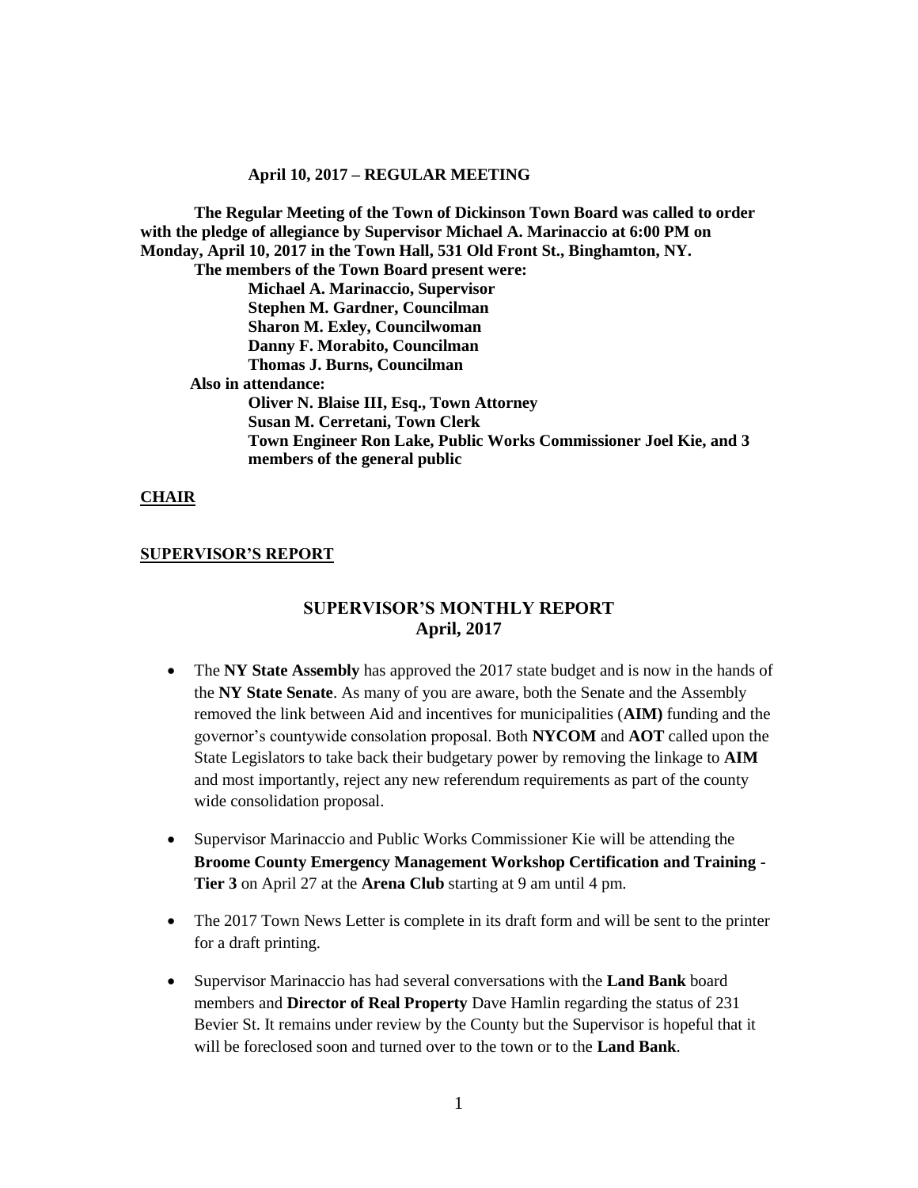**April 10, 2017 – REGULAR MEETING**

**The Regular Meeting of the Town of Dickinson Town Board was called to order with the pledge of allegiance by Supervisor Michael A. Marinaccio at 6:00 PM on Monday, April 10, 2017 in the Town Hall, 531 Old Front St., Binghamton, NY.**

**The members of the Town Board present were:**

**Michael A. Marinaccio, Supervisor**
**Stephen M. Gardner, Councilman**
**Sharon M. Exley, Councilwoman**
**Danny F. Morabito, Councilman**
**Thomas J. Burns, Councilman**

**Also in attendance:**

**Oliver N. Blaise III, Esq., Town Attorney**
**Susan M. Cerretani, Town Clerk**
**Town Engineer Ron Lake, Public Works Commissioner Joel Kie, and 3 members of the general public**

**CHAIR**

**SUPERVISOR'S REPORT**

## SUPERVISOR'S MONTHLY REPORT
## April, 2017

- The **NY State Assembly** has approved the 2017 state budget and is now in the hands of the **NY State Senate**. As many of you are aware, both the Senate and the Assembly removed the link between Aid and incentives for municipalities (**AIM)** funding and the governor's countywide consolation proposal. Both **NYCOM** and **AOT** called upon the State Legislators to take back their budgetary power by removing the linkage to **AIM** and most importantly, reject any new referendum requirements as part of the county wide consolidation proposal.

- Supervisor Marinaccio and Public Works Commissioner Kie will be attending the **Broome County Emergency Management Workshop Certification and Training - Tier 3** on April 27 at the **Arena Club** starting at 9 am until 4 pm.

- The 2017 Town News Letter is complete in its draft form and will be sent to the printer for a draft printing.

- Supervisor Marinaccio has had several conversations with the **Land Bank** board members and **Director of Real Property** Dave Hamlin regarding the status of 231 Bevier St. It remains under review by the County but the Supervisor is hopeful that it will be foreclosed soon and turned over to the town or to the **Land Bank**.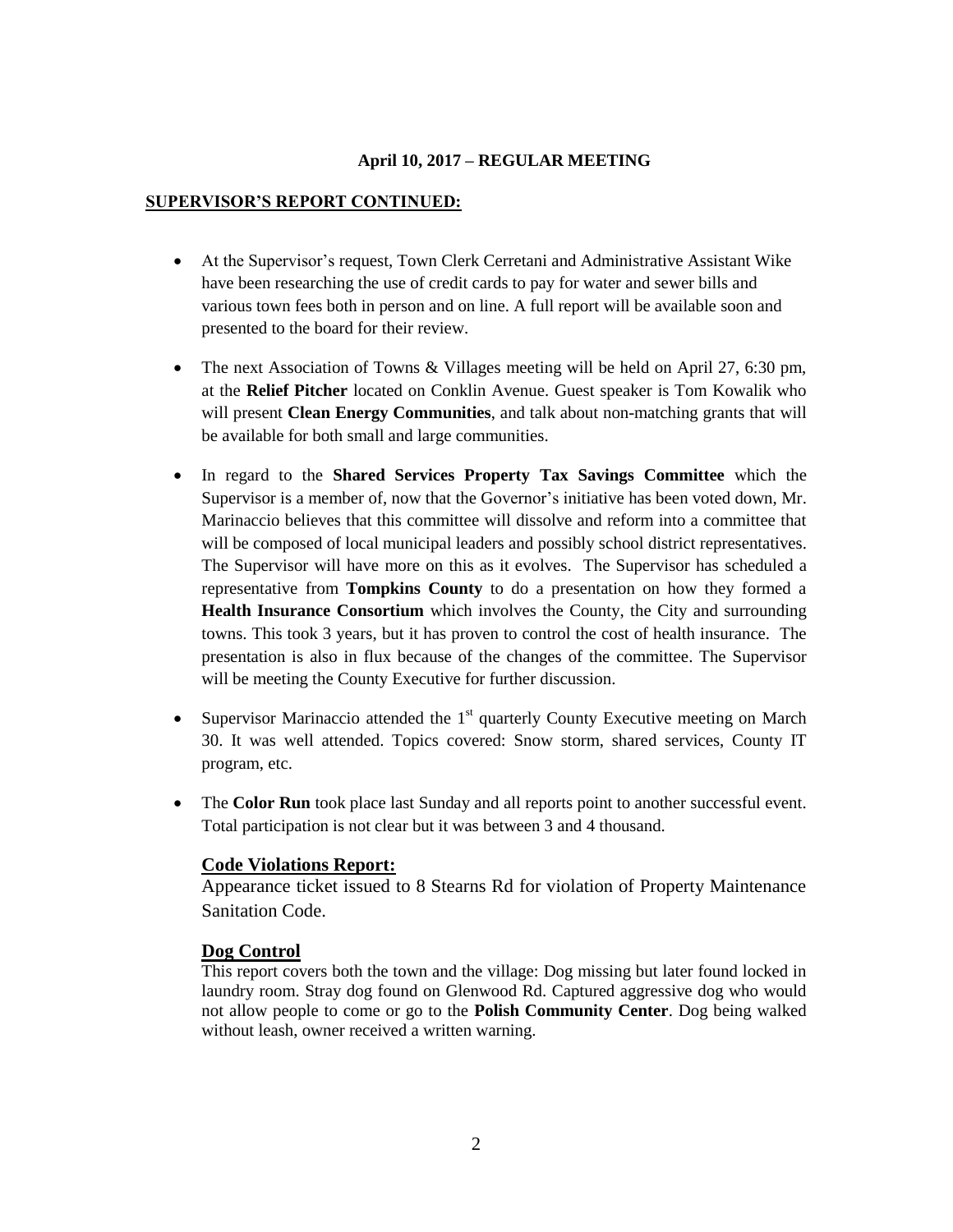**April 10, 2017 – REGULAR MEETING**

**SUPERVISOR'S REPORT CONTINUED:**

- At the Supervisor's request, Town Clerk Cerretani and Administrative Assistant Wike have been researching the use of credit cards to pay for water and sewer bills and various town fees both in person and on line. A full report will be available soon and presented to the board for their review.
- The next Association of Towns & Villages meeting will be held on April 27, 6:30 pm, at the **Relief Pitcher** located on Conklin Avenue. Guest speaker is Tom Kowalik who will present **Clean Energy Communities**, and talk about non-matching grants that will be available for both small and large communities.
- In regard to the **Shared Services Property Tax Savings Committee** which the Supervisor is a member of, now that the Governor's initiative has been voted down, Mr. Marinaccio believes that this committee will dissolve and reform into a committee that will be composed of local municipal leaders and possibly school district representatives. The Supervisor will have more on this as it evolves. The Supervisor has scheduled a representative from **Tompkins County** to do a presentation on how they formed a **Health Insurance Consortium** which involves the County, the City and surrounding towns. This took 3 years, but it has proven to control the cost of health insurance. The presentation is also in flux because of the changes of the committee. The Supervisor will be meeting the County Executive for further discussion.
- Supervisor Marinaccio attended the 1st quarterly County Executive meeting on March 30. It was well attended. Topics covered: Snow storm, shared services, County IT program, etc.
- The **Color Run** took place last Sunday and all reports point to another successful event. Total participation is not clear but it was between 3 and 4 thousand.

## Code Violations Report:

Appearance ticket issued to 8 Stearns Rd for violation of Property Maintenance Sanitation Code.

## Dog Control

This report covers both the town and the village: Dog missing but later found locked in laundry room. Stray dog found on Glenwood Rd. Captured aggressive dog who would not allow people to come or go to the **Polish Community Center**. Dog being walked without leash, owner received a written warning.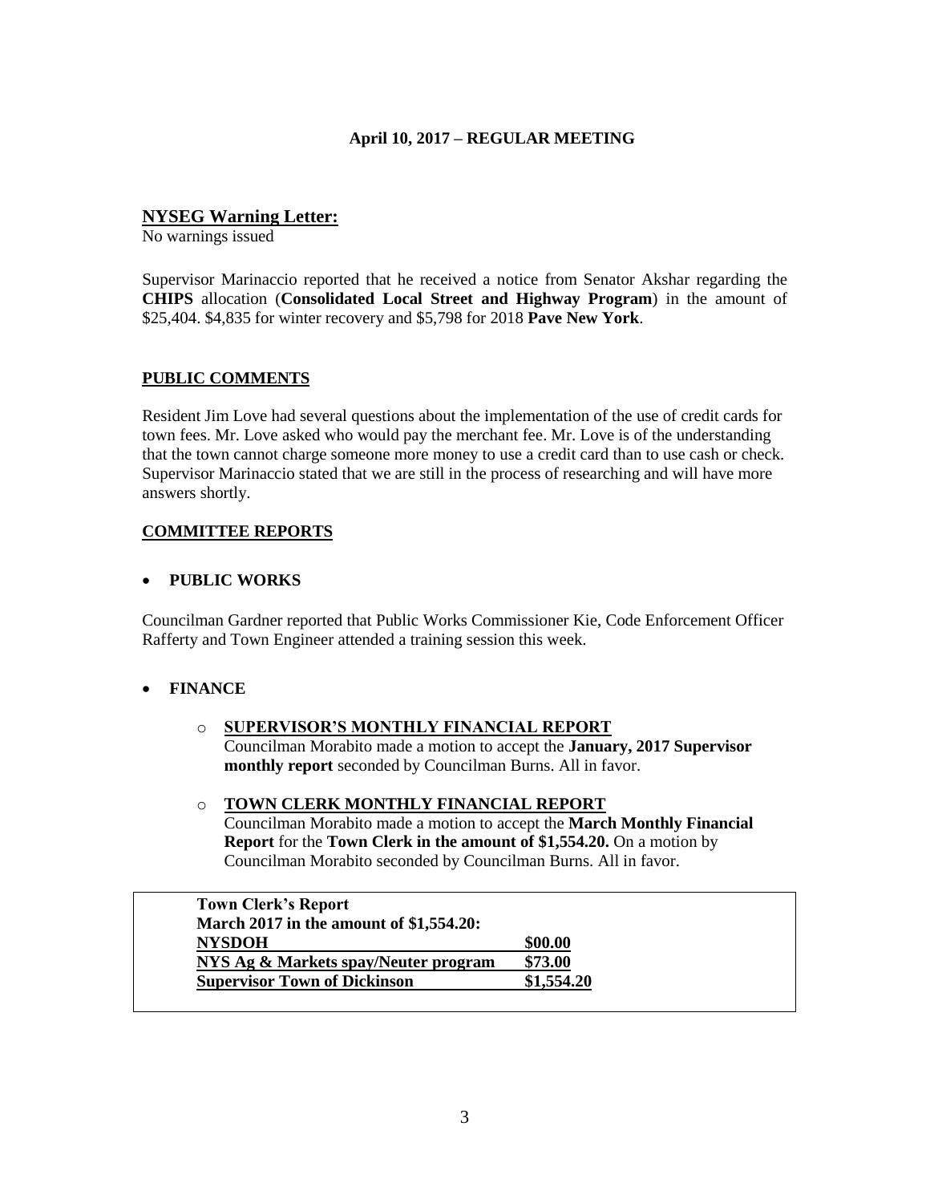**April 10, 2017 – REGULAR MEETING**

## NYSEG Warning Letter:

No warnings issued

Supervisor Marinaccio reported that he received a notice from Senator Akshar regarding the **CHIPS** allocation (**Consolidated Local Street and Highway Program**) in the amount of $25,404. $4,835 for winter recovery and $5,798 for 2018 **Pave New York**.

## PUBLIC COMMENTS

Resident Jim Love had several questions about the implementation of the use of credit cards for town fees. Mr. Love asked who would pay the merchant fee. Mr. Love is of the understanding that the town cannot charge someone more money to use a credit card than to use cash or check. Supervisor Marinaccio stated that we are still in the process of researching and will have more answers shortly.

## COMMITTEE REPORTS

- **PUBLIC WORKS**

Councilman Gardner reported that Public Works Commissioner Kie, Code Enforcement Officer Rafferty and Town Engineer attended a training session this week.

- **FINANCE**
  - **SUPERVISOR'S MONTHLY FINANCIAL REPORT**
    Councilman Morabito made a motion to accept the **January, 2017 Supervisor monthly report** seconded by Councilman Burns. All in favor.
  - **TOWN CLERK MONTHLY FINANCIAL REPORT**
    Councilman Morabito made a motion to accept the **March Monthly Financial Report** for the **Town Clerk in the amount of $1,554.20.** On a motion by Councilman Morabito seconded by Councilman Burns. All in favor.

| **Town Clerk's Report** | |
|---|---|
| **March 2017 in the amount of $1,554.20:** | |
| **NYSDOH** | **$00.00** |
| **NYS Ag & Markets spay/Neuter program** | **$73.00** |
| **Supervisor Town of Dickinson** | **$1,554.20** |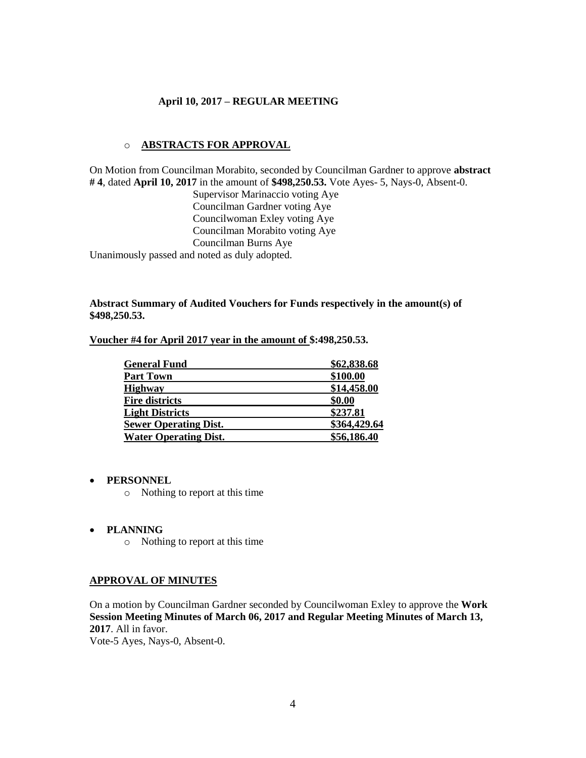**April 10, 2017 – REGULAR MEETING**

- **ABSTRACTS FOR APPROVAL**

On Motion from Councilman Morabito, seconded by Councilman Gardner to approve **abstract # 4**, dated **April 10, 2017** in the amount of **$498,250.53.** Vote Ayes- 5, Nays-0, Absent-0.

Supervisor Marinaccio voting Aye
Councilman Gardner voting Aye
Councilwoman Exley voting Aye
Councilman Morabito voting Aye
Councilman Burns Aye

Unanimously passed and noted as duly adopted.

**Abstract Summary of Audited Vouchers for Funds respectively in the amount(s) of $498,250.53.**

**Voucher #4 for April 2017 year in the amount of $:498,250.53.**

| | |
|---|---|
| **General Fund** | **$62,838.68** |
| **Part Town** | **$100.00** |
| **Highway** | **$14,458.00** |
| **Fire districts** | **$0.00** |
| **Light Districts** | **$237.81** |
| **Sewer Operating Dist.** | **$364,429.64** |
| **Water Operating Dist.** | **$56,186.40** |

- **PERSONNEL**
  - Nothing to report at this time

- **PLANNING**
  - Nothing to report at this time

**APPROVAL OF MINUTES**

On a motion by Councilman Gardner seconded by Councilwoman Exley to approve the **Work Session Meeting Minutes of March 06, 2017 and Regular Meeting Minutes of March 13, 2017**. All in favor.
Vote-5 Ayes, Nays-0, Absent-0.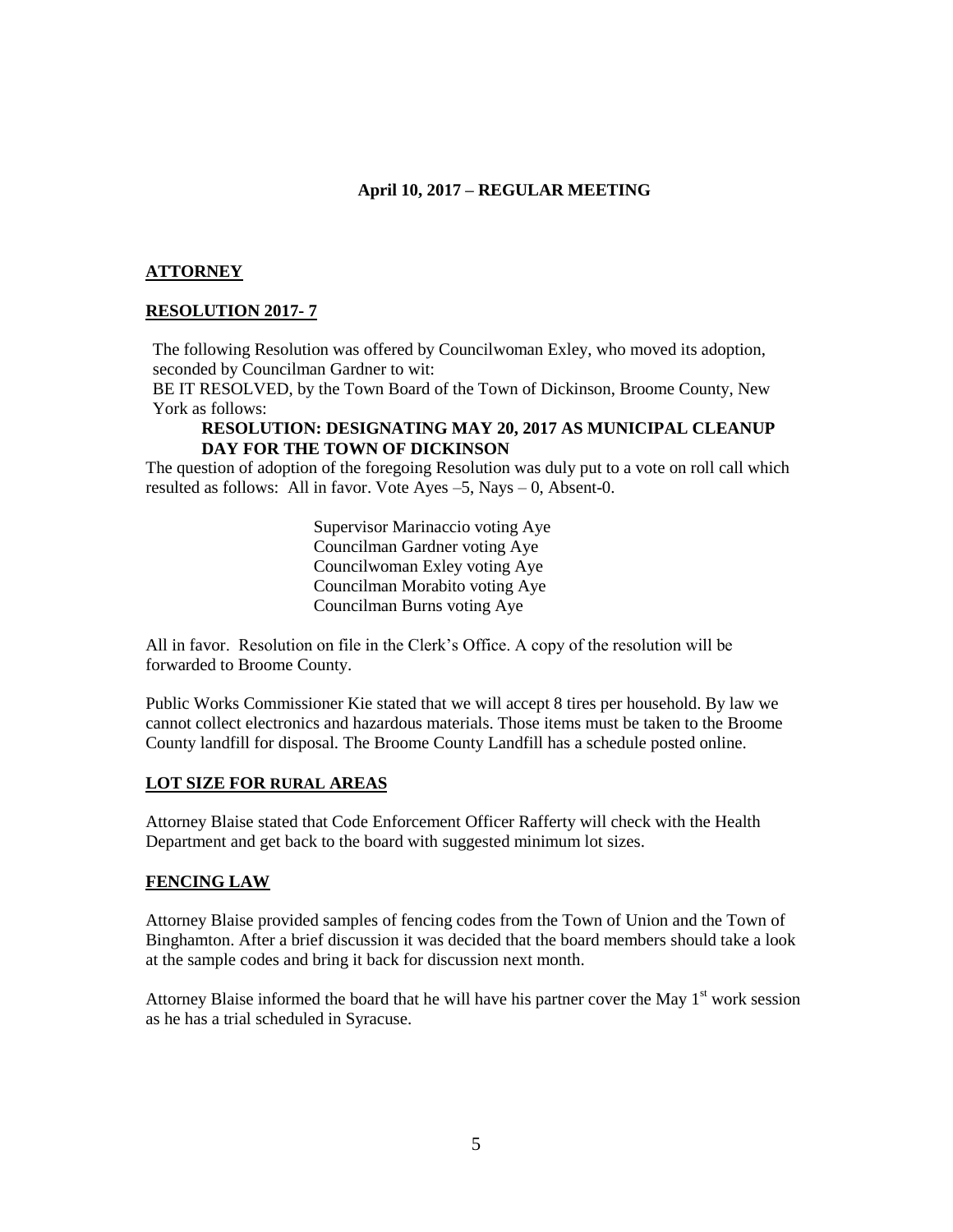**April 10, 2017 – REGULAR MEETING**

**ATTORNEY**

**RESOLUTION 2017- 7**

The following Resolution was offered by Councilwoman Exley, who moved its adoption, seconded by Councilman Gardner to wit:

BE IT RESOLVED, by the Town Board of the Town of Dickinson, Broome County, New York as follows:

**RESOLUTION: DESIGNATING MAY 20, 2017 AS MUNICIPAL CLEANUP DAY FOR THE TOWN OF DICKINSON**

The question of adoption of the foregoing Resolution was duly put to a vote on roll call which resulted as follows: All in favor. Vote Ayes –5, Nays – 0, Absent-0.

Supervisor Marinaccio voting Aye
Councilman Gardner voting Aye
Councilwoman Exley voting Aye
Councilman Morabito voting Aye
Councilman Burns voting Aye

All in favor. Resolution on file in the Clerk's Office. A copy of the resolution will be forwarded to Broome County.

Public Works Commissioner Kie stated that we will accept 8 tires per household. By law we cannot collect electronics and hazardous materials. Those items must be taken to the Broome County landfill for disposal. The Broome County Landfill has a schedule posted online.

**LOT SIZE FOR RURAL AREAS**

Attorney Blaise stated that Code Enforcement Officer Rafferty will check with the Health Department and get back to the board with suggested minimum lot sizes.

**FENCING LAW**

Attorney Blaise provided samples of fencing codes from the Town of Union and the Town of Binghamton. After a brief discussion it was decided that the board members should take a look at the sample codes and bring it back for discussion next month.

Attorney Blaise informed the board that he will have his partner cover the May 1st work session as he has a trial scheduled in Syracuse.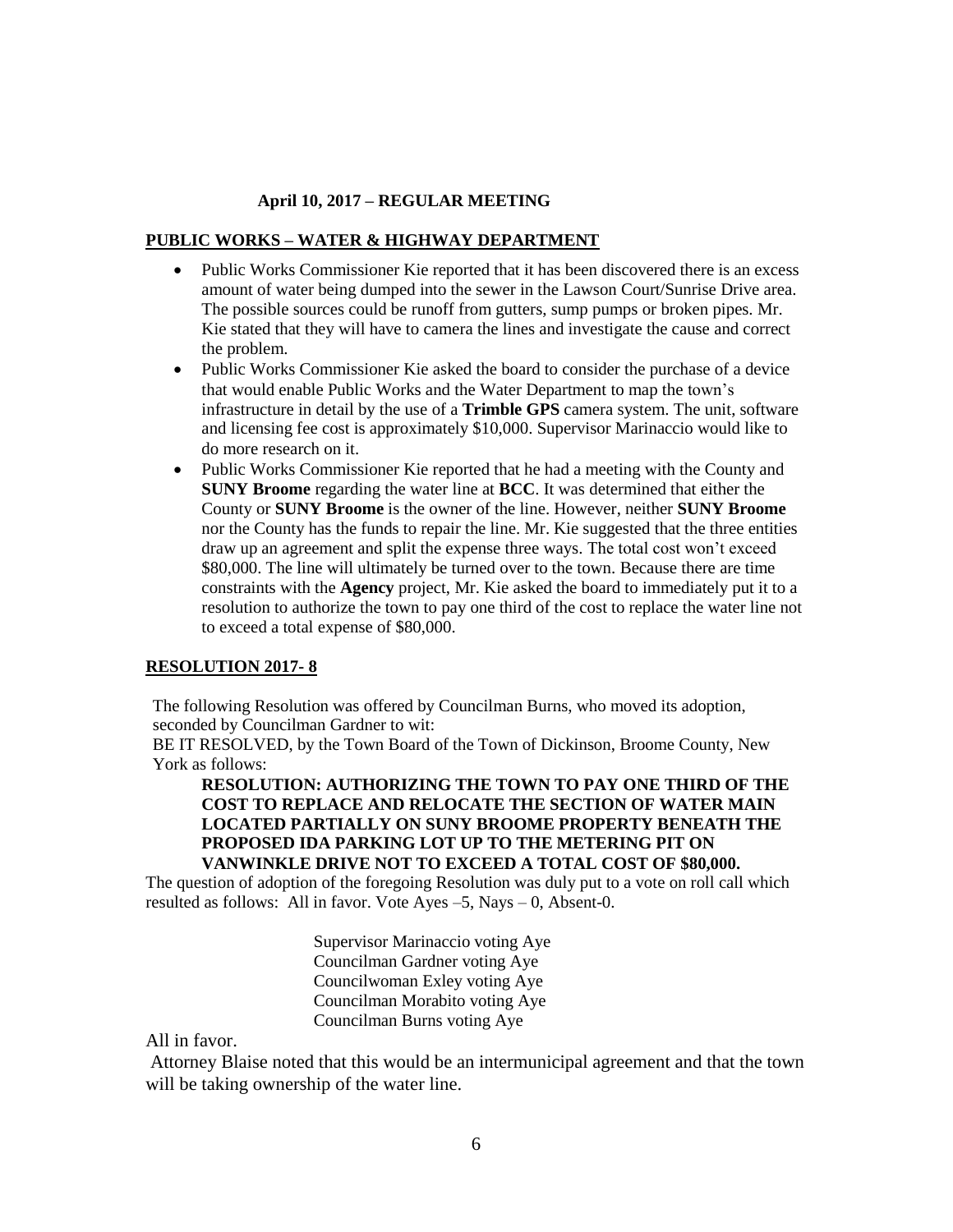**April 10, 2017 – REGULAR MEETING**

**PUBLIC WORKS – WATER & HIGHWAY DEPARTMENT**

- Public Works Commissioner Kie reported that it has been discovered there is an excess amount of water being dumped into the sewer in the Lawson Court/Sunrise Drive area. The possible sources could be runoff from gutters, sump pumps or broken pipes. Mr. Kie stated that they will have to camera the lines and investigate the cause and correct the problem.
- Public Works Commissioner Kie asked the board to consider the purchase of a device that would enable Public Works and the Water Department to map the town's infrastructure in detail by the use of a **Trimble GPS** camera system. The unit, software and licensing fee cost is approximately $10,000. Supervisor Marinaccio would like to do more research on it.
- Public Works Commissioner Kie reported that he had a meeting with the County and **SUNY Broome** regarding the water line at **BCC**. It was determined that either the County or **SUNY Broome** is the owner of the line. However, neither **SUNY Broome** nor the County has the funds to repair the line. Mr. Kie suggested that the three entities draw up an agreement and split the expense three ways. The total cost won't exceed $80,000. The line will ultimately be turned over to the town. Because there are time constraints with the **Agency** project, Mr. Kie asked the board to immediately put it to a resolution to authorize the town to pay one third of the cost to replace the water line not to exceed a total expense of $80,000.

**RESOLUTION 2017- 8**

The following Resolution was offered by Councilman Burns, who moved its adoption, seconded by Councilman Gardner to wit:
BE IT RESOLVED, by the Town Board of the Town of Dickinson, Broome County, New York as follows:

**RESOLUTION: AUTHORIZING THE TOWN TO PAY ONE THIRD OF THE COST TO REPLACE AND RELOCATE THE SECTION OF WATER MAIN LOCATED PARTIALLY ON SUNY BROOME PROPERTY BENEATH THE PROPOSED IDA PARKING LOT UP TO THE METERING PIT ON VANWINKLE DRIVE NOT TO EXCEED A TOTAL COST OF $80,000.**

The question of adoption of the foregoing Resolution was duly put to a vote on roll call which resulted as follows: All in favor. Vote Ayes –5, Nays – 0, Absent-0.

Supervisor Marinaccio voting Aye
Councilman Gardner voting Aye
Councilwoman Exley voting Aye
Councilman Morabito voting Aye
Councilman Burns voting Aye

All in favor.

Attorney Blaise noted that this would be an intermunicipal agreement and that the town will be taking ownership of the water line.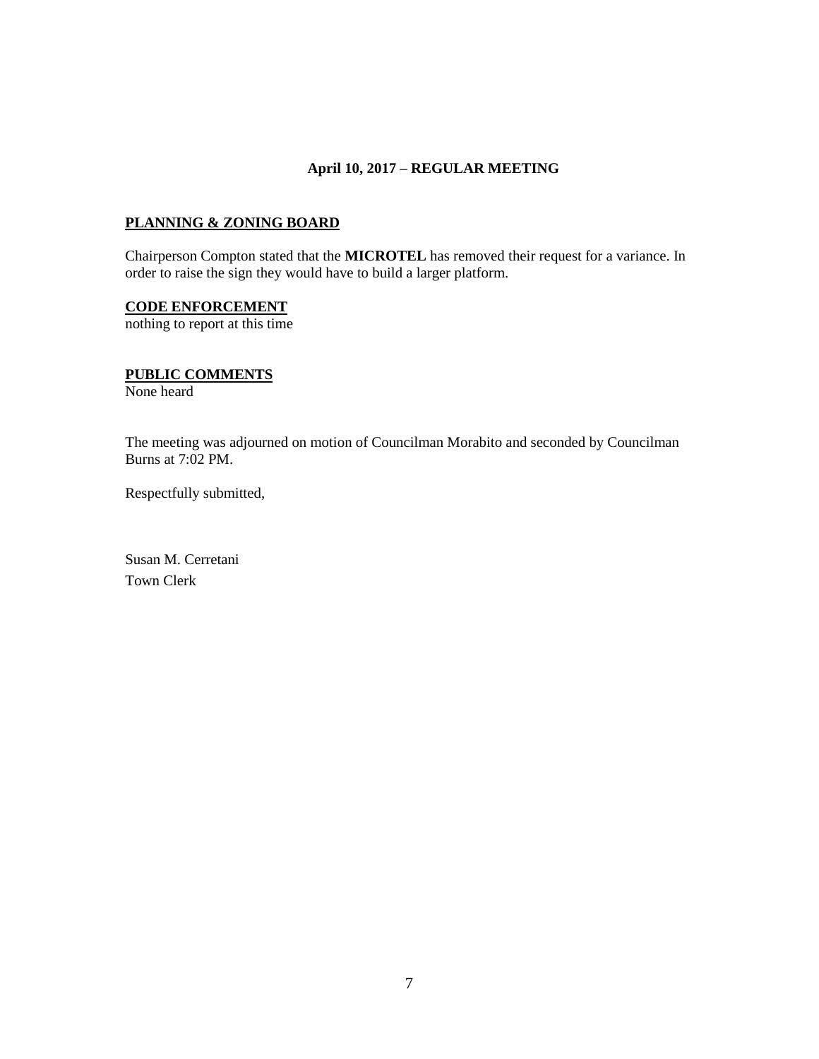**April 10, 2017 – REGULAR MEETING**

**PLANNING & ZONING BOARD**

Chairperson Compton stated that the **MICROTEL** has removed their request for a variance. In order to raise the sign they would have to build a larger platform.

**CODE ENFORCEMENT**

nothing to report at this time

**PUBLIC COMMENTS**

None heard

The meeting was adjourned on motion of Councilman Morabito and seconded by Councilman Burns at 7:02 PM.

Respectfully submitted,

Susan M. Cerretani
Town Clerk